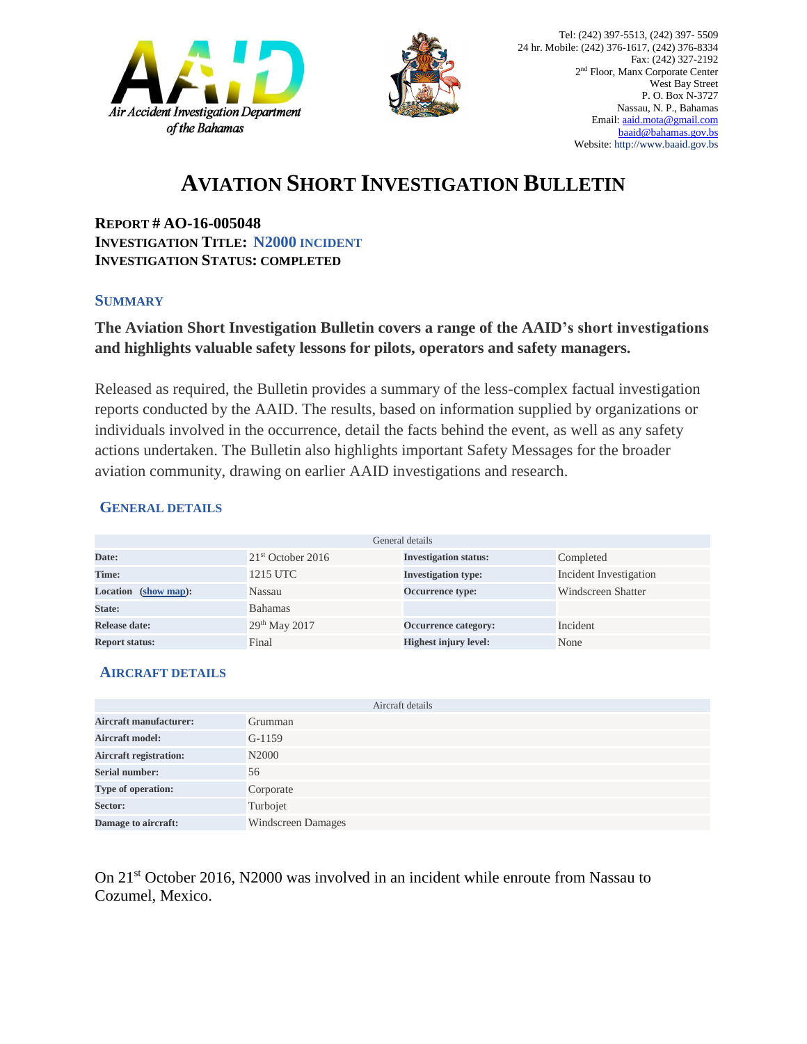Air Accident Investigation Department of the Bahamas

Tel: (242) 397-5513, (242) 397- 5509
24 hr. Mobile: (242) 376-1617, (242) 376-8334
Fax: (242) 327-2192
2nd Floor, Manx Corporate Center
West Bay Street
P. O. Box N-3727
Nassau, N. P., Bahamas
Email: aaid.mota@gmail.com
baaid@bahamas.gov.bs
Website: http://www.baaid.gov.bs

# AVIATION SHORT INVESTIGATION BULLETIN

**REPORT # AO-16-005048**
**INVESTIGATION TITLE: N2000 INCIDENT**
**INVESTIGATION STATUS: COMPLETED**

## SUMMARY

**The Aviation Short Investigation Bulletin covers a range of the AAID's short investigations and highlights valuable safety lessons for pilots, operators and safety managers.**

Released as required, the Bulletin provides a summary of the less-complex factual investigation reports conducted by the AAID. The results, based on information supplied by organizations or individuals involved in the occurrence, detail the facts behind the event, as well as any safety actions undertaken. The Bulletin also highlights important Safety Messages for the broader aviation community, drawing on earlier AAID investigations and research.

## GENERAL DETAILS

| General details | | | |
|---|---|---|---|
| **Date:** | 21st October 2016 | **Investigation status:** | Completed |
| **Time:** | 1215 UTC | **Investigation type:** | Incident Investigation |
| **Location (show map):** | Nassau | **Occurrence type:** | Windscreen Shatter |
| **State:** | Bahamas | | |
| **Release date:** | 29th May 2017 | **Occurrence category:** | Incident |
| **Report status:** | Final | **Highest injury level:** | None |

## AIRCRAFT DETAILS

| Aircraft details | |
|---|---|
| **Aircraft manufacturer:** | Grumman |
| **Aircraft model:** | G-1159 |
| **Aircraft registration:** | N2000 |
| **Serial number:** | 56 |
| **Type of operation:** | Corporate |
| **Sector:** | Turbojet |
| **Damage to aircraft:** | Windscreen Damages |

On 21st October 2016, N2000 was involved in an incident while enroute from Nassau to Cozumel, Mexico.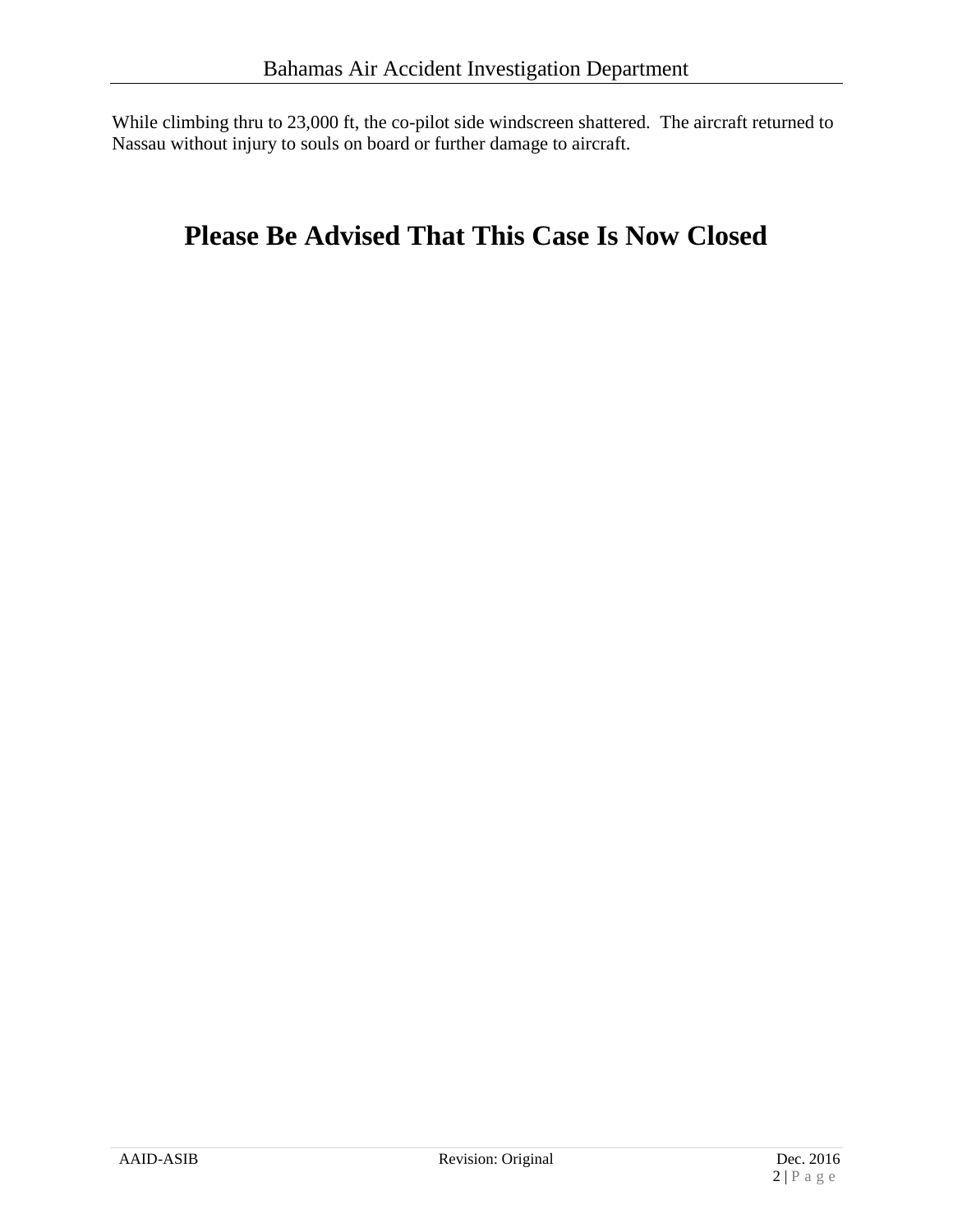While climbing thru to 23,000 ft, the co-pilot side windscreen shattered. The aircraft returned to Nassau without injury to souls on board or further damage to aircraft.

# Please Be Advised That This Case Is Now Closed